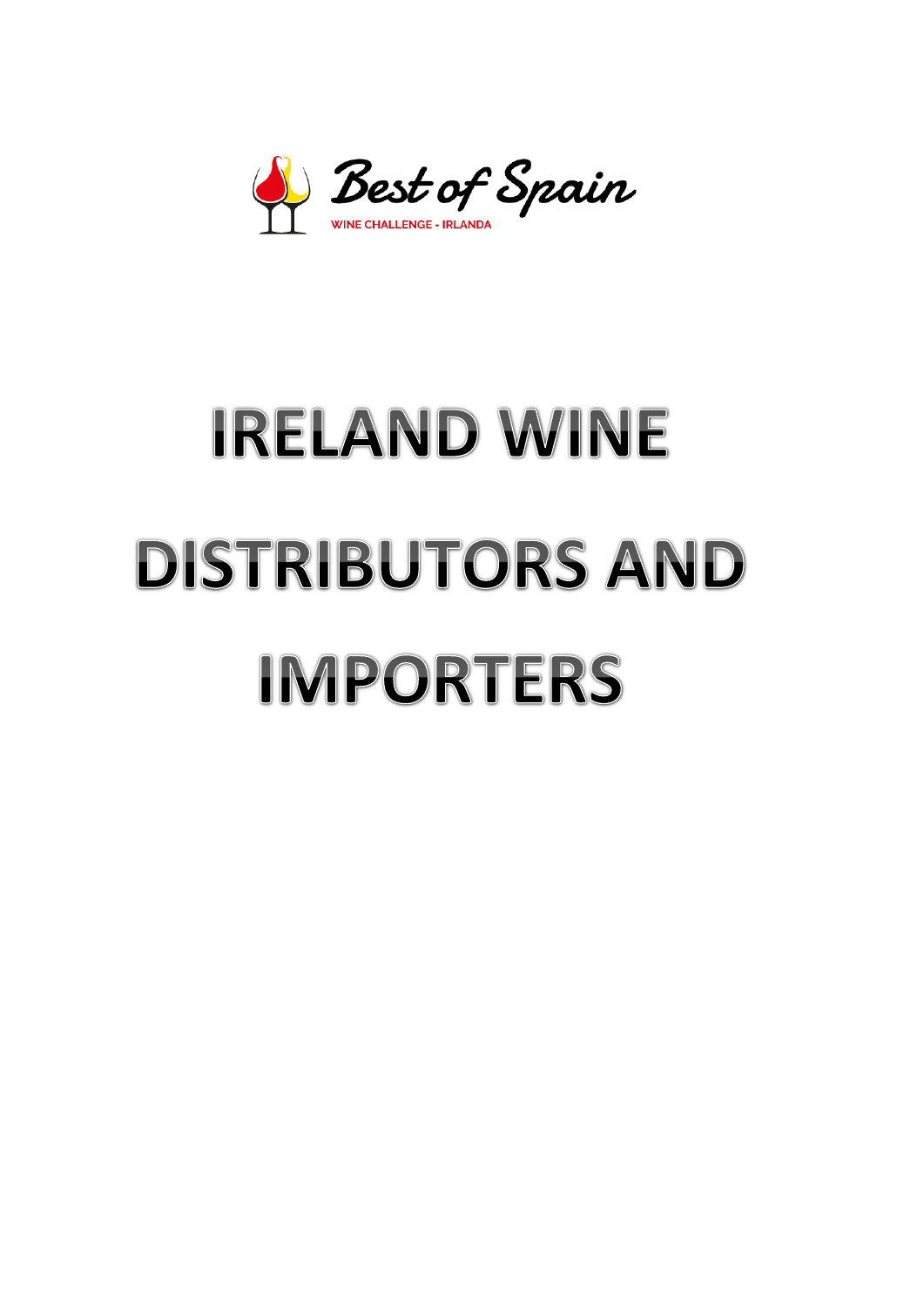Best of Spain

WINE CHALLENGE - IRLANDA

# IRELAND WINE DISTRIBUTORS AND IMPORTERS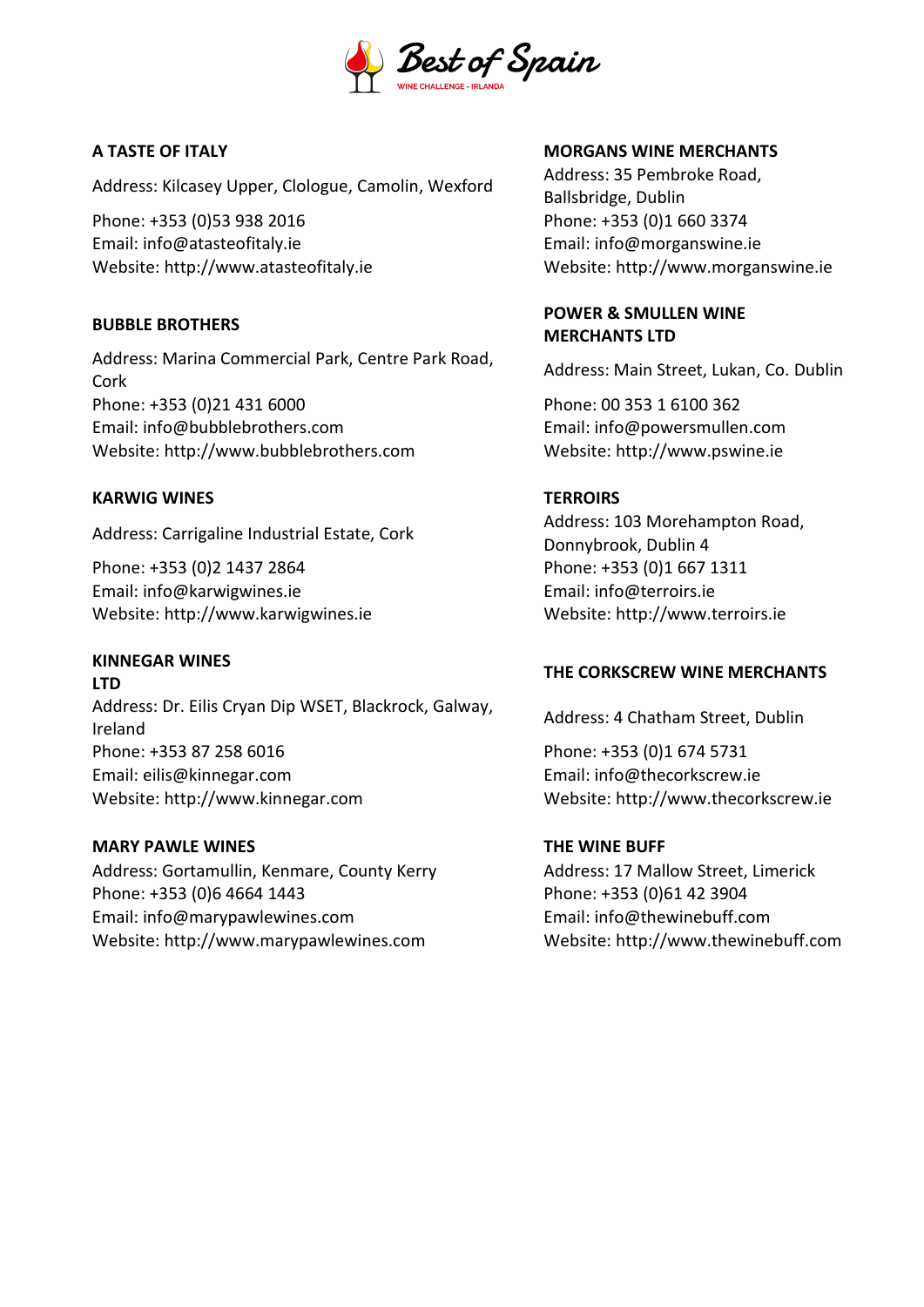### A TASTE OF ITALY

Address: Kilcasey Upper, Clologue, Camolin, Wexford

Phone: +353 (0)53 938 2016
Email: info@atasteofitaly.ie
Website: http://www.atasteofitaly.ie

### BUBBLE BROTHERS

Address: Marina Commercial Park, Centre Park Road, Cork
Phone: +353 (0)21 431 6000
Email: info@bubblebrothers.com
Website: http://www.bubblebrothers.com

### KARWIG WINES

Address: Carrigaline Industrial Estate, Cork

Phone: +353 (0)2 1437 2864
Email: info@karwigwines.ie
Website: http://www.karwigwines.ie

### KINNEGAR WINES LTD

Address: Dr. Eilis Cryan Dip WSET, Blackrock, Galway, Ireland
Phone: +353 87 258 6016
Email: eilis@kinnegar.com
Website: http://www.kinnegar.com

### MARY PAWLE WINES

Address: Gortamullin, Kenmare, County Kerry
Phone: +353 (0)6 4664 1443
Email: info@marypawlewines.com
Website: http://www.marypawlewines.com

### MORGANS WINE MERCHANTS

Address: 35 Pembroke Road, Ballsbridge, Dublin
Phone: +353 (0)1 660 3374
Email: info@morganswine.ie
Website: http://www.morganswine.ie

### POWER & SMULLEN WINE MERCHANTS LTD

Address: Main Street, Lukan, Co. Dublin

Phone: 00 353 1 6100 362
Email: info@powersmullen.com
Website: http://www.pswine.ie

### TERROIRS

Address: 103 Morehampton Road, Donnybrook, Dublin 4
Phone: +353 (0)1 667 1311
Email: info@terroirs.ie
Website: http://www.terroirs.ie

### THE CORKSCREW WINE MERCHANTS

Address: 4 Chatham Street, Dublin

Phone: +353 (0)1 674 5731
Email: info@thecorkscrew.ie
Website: http://www.thecorkscrew.ie

### THE WINE BUFF

Address: 17 Mallow Street, Limerick
Phone: +353 (0)61 42 3904
Email: info@thewinebuff.com
Website: http://www.thewinebuff.com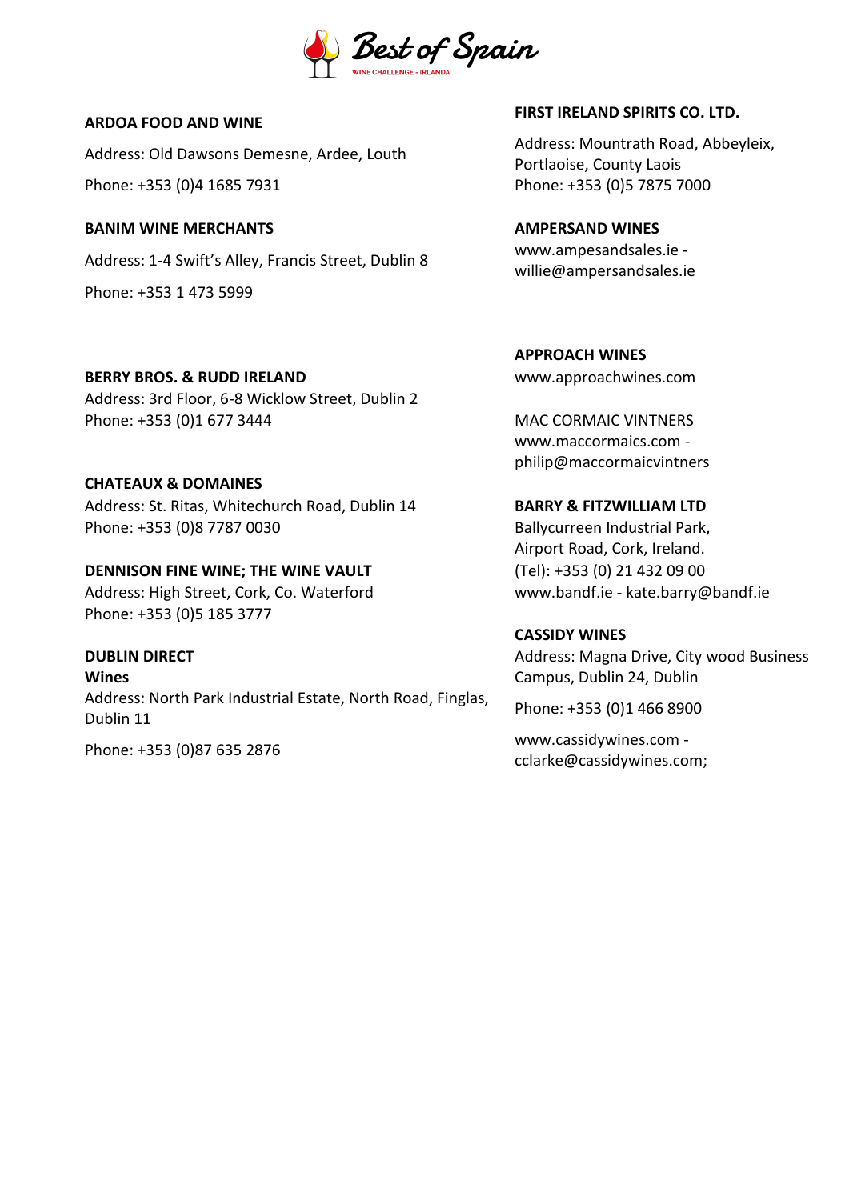**ARDOA FOOD AND WINE**

Address: Old Dawsons Demesne, Ardee, Louth

Phone: +353 (0)4 1685 7931

**BANIM WINE MERCHANTS**

Address: 1-4 Swift's Alley, Francis Street, Dublin 8

Phone: +353 1 473 5999

**BERRY BROS. & RUDD IRELAND**
Address: 3rd Floor, 6-8 Wicklow Street, Dublin 2
Phone: +353 (0)1 677 3444

**CHATEAUX & DOMAINES**
Address: St. Ritas, Whitechurch Road, Dublin 14
Phone: +353 (0)8 7787 0030

**DENNISON FINE WINE; THE WINE VAULT**
Address: High Street, Cork, Co. Waterford
Phone: +353 (0)5 185 3777

**DUBLIN DIRECT**
**Wines**
Address: North Park Industrial Estate, North Road, Finglas, Dublin 11

Phone: +353 (0)87 635 2876

**FIRST IRELAND SPIRITS CO. LTD.**

Address: Mountrath Road, Abbeyleix, Portlaoise, County Laois
Phone: +353 (0)5 7875 7000

**AMPERSAND WINES**
www.ampesandsales.ie - willie@ampersandsales.ie

**APPROACH WINES**
www.approachwines.com

MAC CORMAIC VINTNERS
www.maccormaics.com - philip@maccormaicvintners

**BARRY & FITZWILLIAM LTD**
Ballycurreen Industrial Park, Airport Road, Cork, Ireland.
(Tel): +353 (0) 21 432 09 00
www.bandf.ie - kate.barry@bandf.ie

**CASSIDY WINES**
Address: Magna Drive, City wood Business Campus, Dublin 24, Dublin

Phone: +353 (0)1 466 8900

www.cassidywines.com - cclarke@cassidywines.com;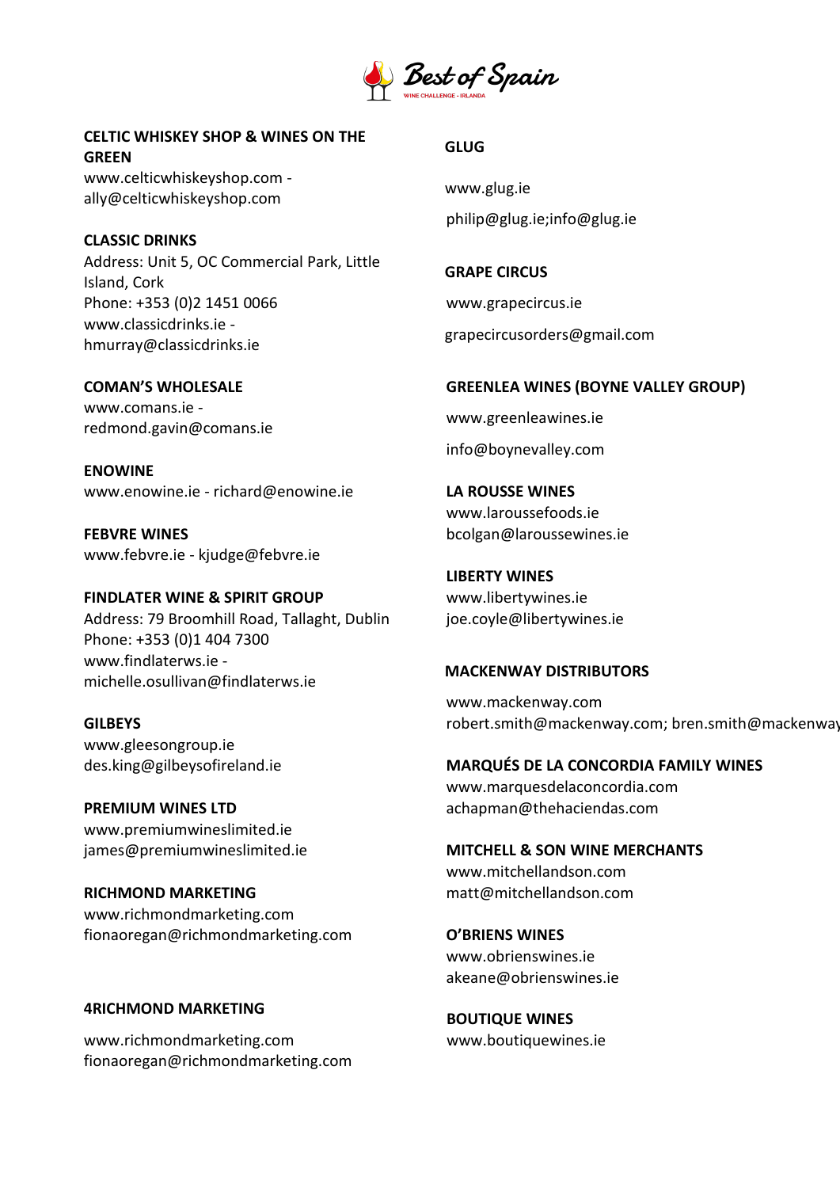Best of Spain
WINE CHALLENGE - IRLANDA

**CELTIC WHISKEY SHOP & WINES ON THE GREEN**
www.celticwhiskeyshop.com - ally@celticwhiskeyshop.com

**CLASSIC DRINKS**
Address: Unit 5, OC Commercial Park, Little Island, Cork
Phone: +353 (0)2 1451 0066
www.classicdrinks.ie - hmurray@classicdrinks.ie

**COMAN'S WHOLESALE**
www.comans.ie - redmond.gavin@comans.ie

**ENOWINE**
www.enowine.ie - richard@enowine.ie

**FEBVRE WINES**
www.febvre.ie - kjudge@febvre.ie

**FINDLATER WINE & SPIRIT GROUP**
Address: 79 Broomhill Road, Tallaght, Dublin
Phone: +353 (0)1 404 7300
www.findlaterws.ie - michelle.osullivan@findlaterws.ie

**GILBEYS**
www.gleesongroup.ie
des.king@gilbeysofireland.ie

**PREMIUM WINES LTD**
www.premiumwineslimited.ie
james@premiumwineslimited.ie

**RICHMOND MARKETING**
www.richmondmarketing.com
fionaoregan@richmondmarketing.com

**4RICHMOND MARKETING**
www.richmondmarketing.com
fionaoregan@richmondmarketing.com

**GLUG**
www.glug.ie
philip@glug.ie;info@glug.ie

**GRAPE CIRCUS**
www.grapecircus.ie
grapecircusorders@gmail.com

**GREENLEA WINES (BOYNE VALLEY GROUP)**
www.greenleawines.ie
info@boynevalley.com

**LA ROUSSE WINES**
www.laroussefoods.ie
bcolgan@laroussewines.ie

**LIBERTY WINES**
www.libertywines.ie
joe.coyle@libertywines.ie

**MACKENWAY DISTRIBUTORS**
www.mackenway.com
robert.smith@mackenway.com; bren.smith@mackenway

**MARQUÉS DE LA CONCORDIA FAMILY WINES**
www.marquesdelaconcordia.com
achapman@thehaciendas.com

**MITCHELL & SON WINE MERCHANTS**
www.mitchellandson.com
matt@mitchellandson.com

**O'BRIENS WINES**
www.obrienswines.ie
akeane@obrienswines.ie

**BOUTIQUE WINES**
www.boutiquewines.ie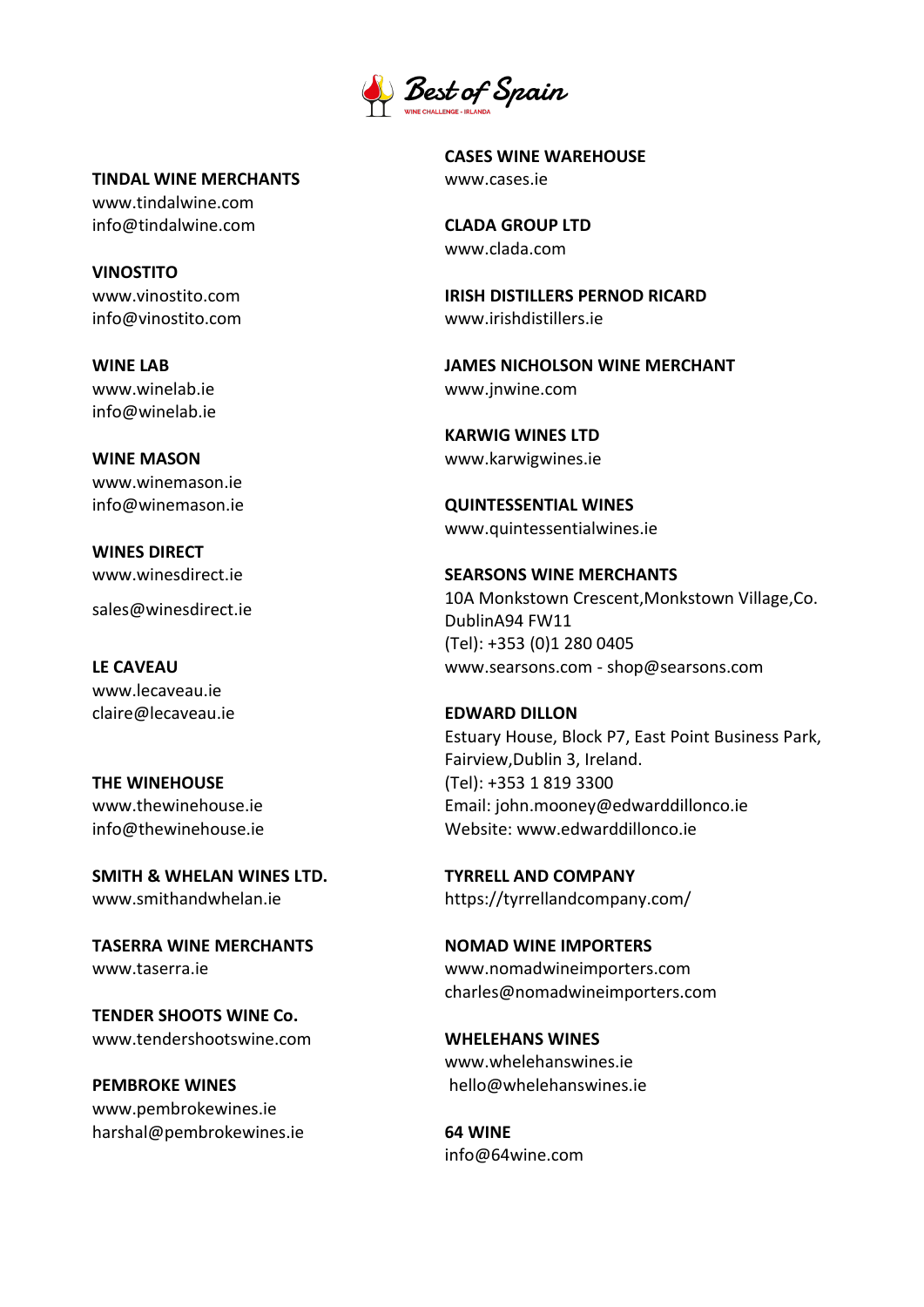Best of Spain
WINE CHALLENGE - IRLANDA

**TINDAL WINE MERCHANTS**
www.tindalwine.com
info@tindalwine.com

**VINOSTITO**
www.vinostito.com
info@vinostito.com

**WINE LAB**
www.winelab.ie
info@winelab.ie

**WINE MASON**
www.winemason.ie
info@winemason.ie

**WINES DIRECT**
www.winesdirect.ie
sales@winesdirect.ie

**LE CAVEAU**
www.lecaveau.ie
claire@lecaveau.ie

**THE WINEHOUSE**
www.thewinehouse.ie
info@thewinehouse.ie

**SMITH & WHELAN WINES LTD.**
www.smithandwhelan.ie

**TASERRA WINE MERCHANTS**
www.taserra.ie

**TENDER SHOOTS WINE Co.**
www.tendershootswine.com

**PEMBROKE WINES**
www.pembrokewines.ie
harshal@pembrokewines.ie

**CASES WINE WAREHOUSE**
www.cases.ie

**CLADA GROUP LTD**
www.clada.com

**IRISH DISTILLERS PERNOD RICARD**
www.irishdistillers.ie

**JAMES NICHOLSON WINE MERCHANT**
www.jnwine.com

**KARWIG WINES LTD**
www.karwigwines.ie

**QUINTESSENTIAL WINES**
www.quintessentialwines.ie

**SEARSONS WINE MERCHANTS**
10A Monkstown Crescent,Monkstown Village,Co. DublinA94 FW11
(Tel): +353 (0)1 280 0405
www.searsons.com - shop@searsons.com

**EDWARD DILLON**
Estuary House, Block P7, East Point Business Park, Fairview,Dublin 3, Ireland.
(Tel): +353 1 819 3300
Email: john.mooney@edwarddillonco.ie
Website: www.edwarddillonco.ie

**TYRRELL AND COMPANY**
https://tyrrellandcompany.com/

**NOMAD WINE IMPORTERS**
www.nomadwineimporters.com
charles@nomadwineimporters.com

**WHELEHANS WINES**
www.whelehanswines.ie
hello@whelehanswines.ie

**64 WINE**
info@64wine.com